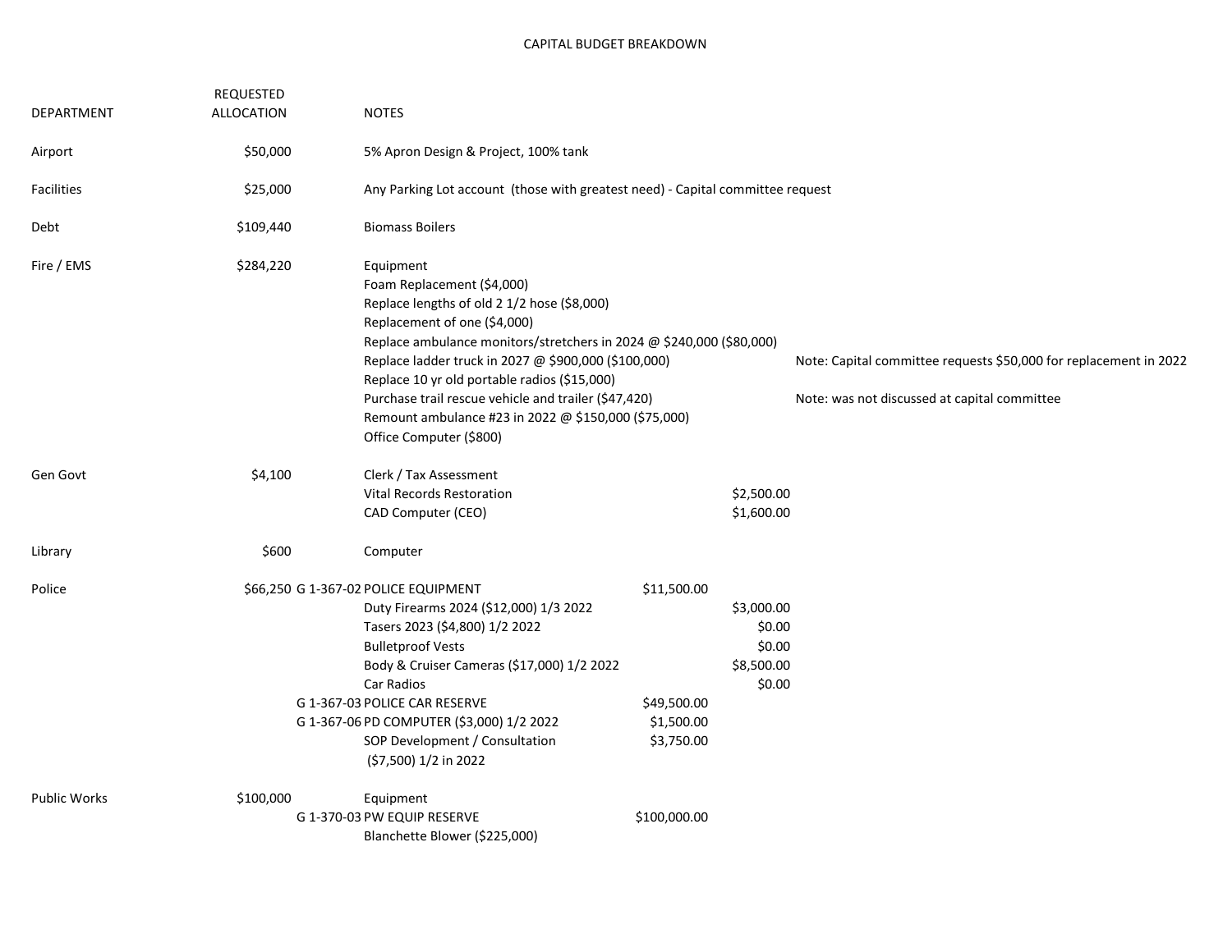# CAPITAL BUDGET BREAKDOWN

| DEPARTMENT | REQUESTED ALLOCATION | | NOTES | | | |
|---|---|---|---|---|---|---|
| Airport | $50,000 | | 5% Apron Design & Project, 100% tank | | | |
| Facilities | $25,000 | | Any Parking Lot account (those with greatest need) - Capital committee request | | | |
| Debt | $109,440 | | Biomass Boilers | | | |
| Fire / EMS | $284,220 | | Equipment | | | |
| | | | Foam Replacement ($4,000) | | | |
| | | | Replace lengths of old 2 1/2 hose ($8,000) | | | |
| | | | Replacement of one ($4,000) | | | |
| | | | Replace ambulance monitors/stretchers in 2024 @ $240,000 ($80,000) | | | |
| | | | Replace ladder truck in 2027 @ $900,000 ($100,000) | | | Note: Capital committee requests $50,000 for replacement in 2022 |
| | | | Replace 10 yr old portable radios ($15,000) | | | |
| | | | Purchase trail rescue vehicle and trailer ($47,420) | | | Note: was not discussed at capital committee |
| | | | Remount ambulance #23 in 2022 @ $150,000 ($75,000) | | | |
| | | | Office Computer ($800) | | | |
| Gen Govt | $4,100 | | Clerk / Tax Assessment | | | |
| | | | Vital Records Restoration | | $2,500.00 | |
| | | | CAD Computer (CEO) | | $1,600.00 | |
| Library | $600 | | Computer | | | |
| Police | $66,250 | G 1-367-02 | POLICE EQUIPMENT | $11,500.00 | | |
| | | | Duty Firearms 2024 ($12,000) 1/3 2022 | | $3,000.00 | |
| | | | Tasers 2023 ($4,800) 1/2 2022 | | $0.00 | |
| | | | Bulletproof Vests | | $0.00 | |
| | | | Body & Cruiser Cameras ($17,000) 1/2 2022 | | $8,500.00 | |
| | | | Car Radios | | $0.00 | |
| | | G 1-367-03 | POLICE CAR RESERVE | $49,500.00 | | |
| | | G 1-367-06 | PD COMPUTER ($3,000) 1/2 2022 | $1,500.00 | | |
| | | | SOP Development / Consultation ($7,500) 1/2 in 2022 | $3,750.00 | | |
| Public Works | $100,000 | | Equipment | | | |
| | | G 1-370-03 | PW EQUIP RESERVE | $100,000.00 | | |
| | | | Blanchette Blower ($225,000) | | | |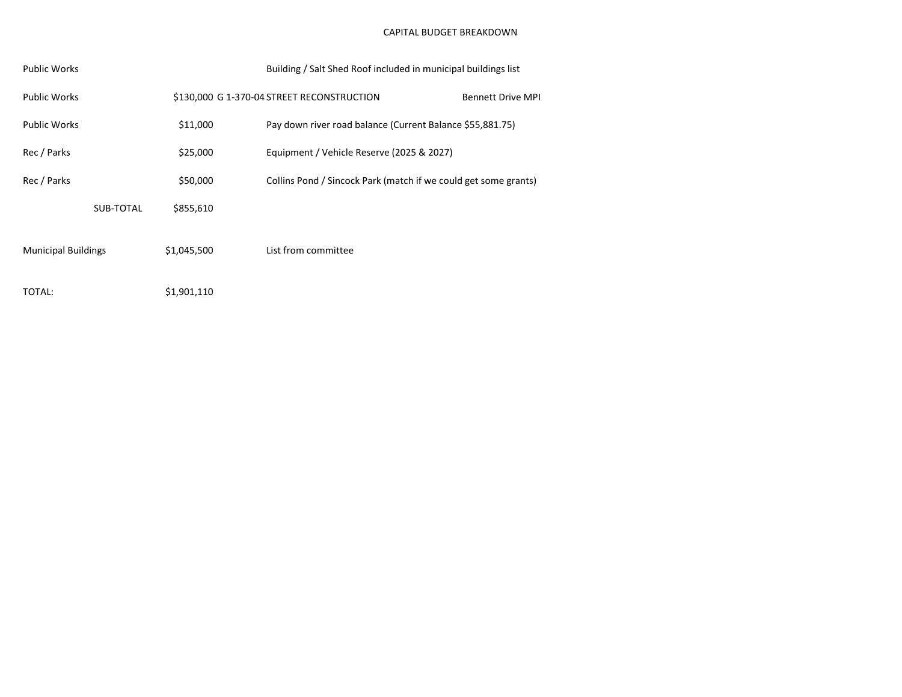CAPITAL BUDGET BREAKDOWN

| | | | | |
|---|---|---|---|---|
| Public Works | | | Building / Salt Shed Roof included in municipal buildings list | |
| Public Works | $130,000 | G 1-370-04 | STREET RECONSTRUCTION | Bennett Drive MPI |
| Public Works | $11,000 | | Pay down river road balance (Current Balance $55,881.75) | |
| Rec / Parks | $25,000 | | Equipment / Vehicle Reserve (2025 & 2027) | |
| Rec / Parks | $50,000 | | Collins Pond / Sincock Park (match if we could get some grants) | |
| SUB-TOTAL | $855,610 | | | |
| Municipal Buildings | $1,045,500 | | List from committee | |
| TOTAL: | $1,901,110 | | | |